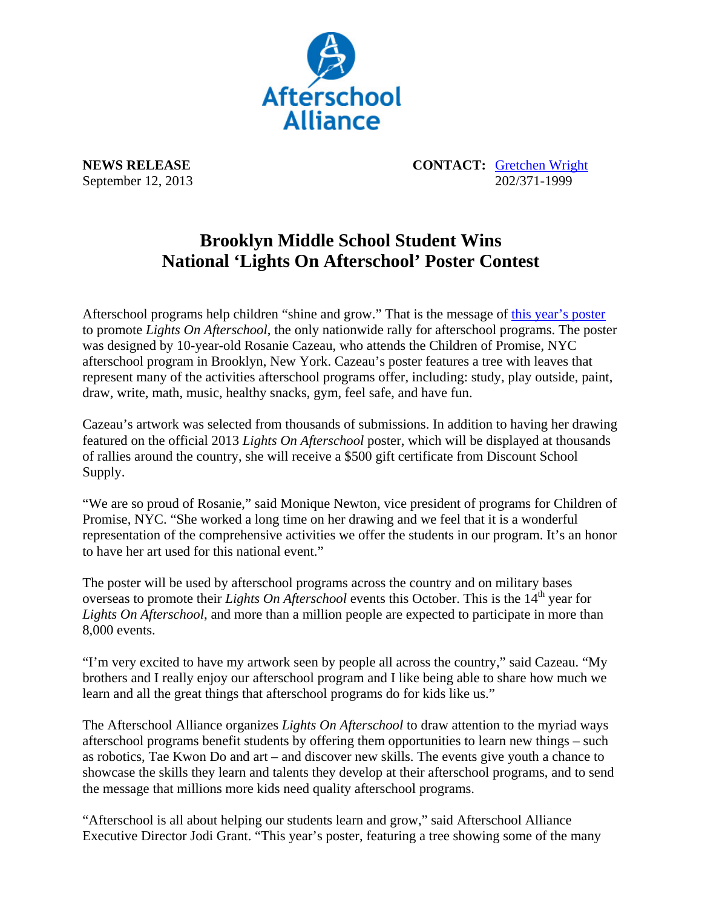Afterschool Alliance

**NEWS RELEASE**
September 12, 2013

**CONTACT:** Gretchen Wright
202/371-1999

# Brooklyn Middle School Student Wins National 'Lights On Afterschool' Poster Contest

Afterschool programs help children "shine and grow." That is the message of this year's poster to promote *Lights On Afterschool*, the only nationwide rally for afterschool programs. The poster was designed by 10-year-old Rosanie Cazeau, who attends the Children of Promise, NYC afterschool program in Brooklyn, New York. Cazeau's poster features a tree with leaves that represent many of the activities afterschool programs offer, including: study, play outside, paint, draw, write, math, music, healthy snacks, gym, feel safe, and have fun.

Cazeau's artwork was selected from thousands of submissions. In addition to having her drawing featured on the official 2013 *Lights On Afterschool* poster, which will be displayed at thousands of rallies around the country, she will receive a $500 gift certificate from Discount School Supply.

"We are so proud of Rosanie," said Monique Newton, vice president of programs for Children of Promise, NYC. "She worked a long time on her drawing and we feel that it is a wonderful representation of the comprehensive activities we offer the students in our program. It's an honor to have her art used for this national event."

The poster will be used by afterschool programs across the country and on military bases overseas to promote their *Lights On Afterschool* events this October. This is the 14th year for *Lights On Afterschool*, and more than a million people are expected to participate in more than 8,000 events.

"I'm very excited to have my artwork seen by people all across the country," said Cazeau. "My brothers and I really enjoy our afterschool program and I like being able to share how much we learn and all the great things that afterschool programs do for kids like us."

The Afterschool Alliance organizes *Lights On Afterschool* to draw attention to the myriad ways afterschool programs benefit students by offering them opportunities to learn new things – such as robotics, Tae Kwon Do and art – and discover new skills. The events give youth a chance to showcase the skills they learn and talents they develop at their afterschool programs, and to send the message that millions more kids need quality afterschool programs.

"Afterschool is all about helping our students learn and grow," said Afterschool Alliance Executive Director Jodi Grant. "This year's poster, featuring a tree showing some of the many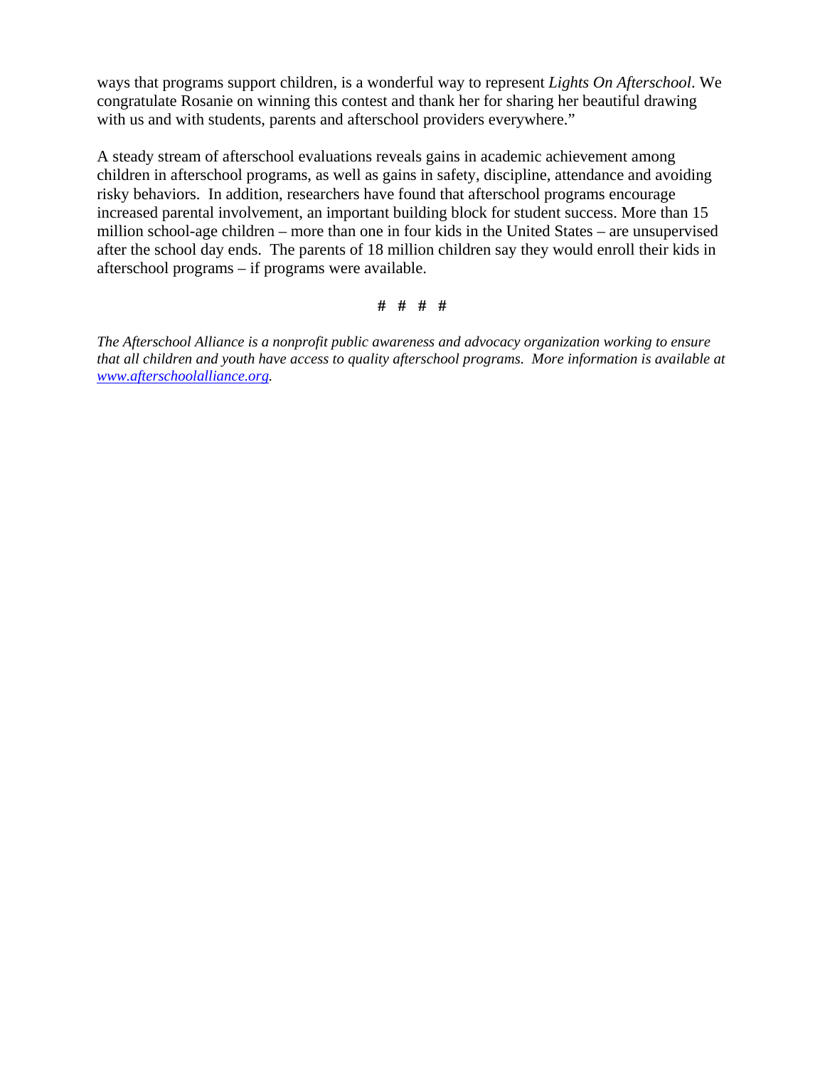ways that programs support children, is a wonderful way to represent *Lights On Afterschool*. We congratulate Rosanie on winning this contest and thank her for sharing her beautiful drawing with us and with students, parents and afterschool providers everywhere."

A steady stream of afterschool evaluations reveals gains in academic achievement among children in afterschool programs, as well as gains in safety, discipline, attendance and avoiding risky behaviors. In addition, researchers have found that afterschool programs encourage increased parental involvement, an important building block for student success. More than 15 million school-age children – more than one in four kids in the United States – are unsupervised after the school day ends. The parents of 18 million children say they would enroll their kids in afterschool programs – if programs were available.

# # # #

*The Afterschool Alliance is a nonprofit public awareness and advocacy organization working to ensure that all children and youth have access to quality afterschool programs. More information is available at [www.afterschoolalliance.org](http://www.afterschoolalliance.org).*